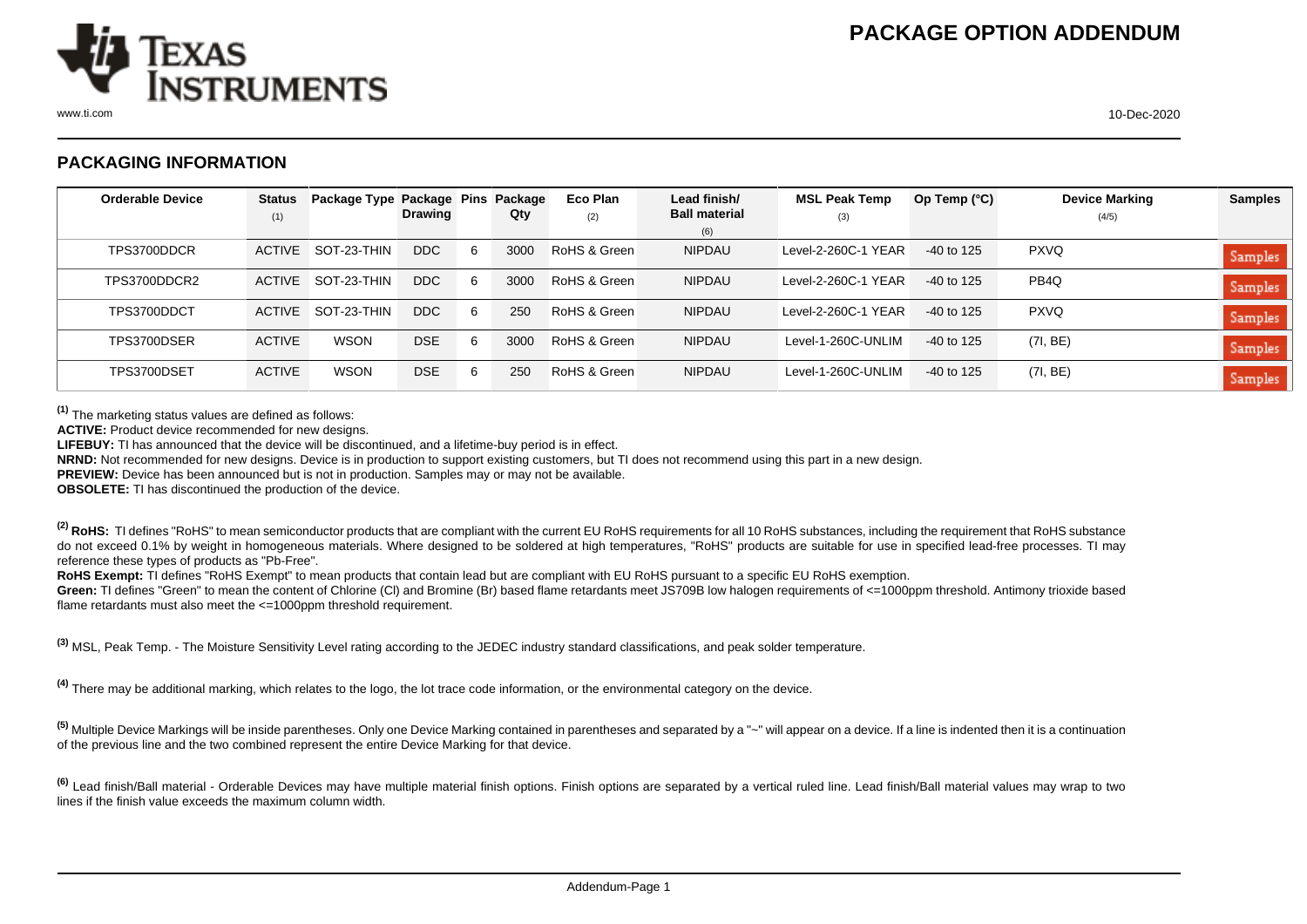# PACKAGE OPTION ADDENDUM

## PACKAGING INFORMATION

| Orderable Device | Status (1) | Package Type | Package Drawing | Pins | Package Qty | Eco Plan (2) | Lead finish/ Ball material (6) | MSL Peak Temp (3) | Op Temp (°C) | Device Marking (4/5) | Samples |
|---|---|---|---|---|---|---|---|---|---|---|---|
| TPS3700DDCR | ACTIVE | SOT-23-THIN | DDC | 6 | 3000 | RoHS & Green | NIPDAU | Level-2-260C-1 YEAR | -40 to 125 | PXVQ | Samples |
| TPS3700DDCR2 | ACTIVE | SOT-23-THIN | DDC | 6 | 3000 | RoHS & Green | NIPDAU | Level-2-260C-1 YEAR | -40 to 125 | PB4Q | Samples |
| TPS3700DDCT | ACTIVE | SOT-23-THIN | DDC | 6 | 250 | RoHS & Green | NIPDAU | Level-2-260C-1 YEAR | -40 to 125 | PXVQ | Samples |
| TPS3700DSER | ACTIVE | WSON | DSE | 6 | 3000 | RoHS & Green | NIPDAU | Level-1-260C-UNLIM | -40 to 125 | (7I, BE) | Samples |
| TPS3700DSET | ACTIVE | WSON | DSE | 6 | 250 | RoHS & Green | NIPDAU | Level-1-260C-UNLIM | -40 to 125 | (7I, BE) | Samples |

(1) The marketing status values are defined as follows:

**ACTIVE:** Product device recommended for new designs.

**LIFEBUY:** TI has announced that the device will be discontinued, and a lifetime-buy period is in effect.

**NRND:** Not recommended for new designs. Device is in production to support existing customers, but TI does not recommend using this part in a new design.

**PREVIEW:** Device has been announced but is not in production. Samples may or may not be available.

**OBSOLETE:** TI has discontinued the production of the device.

(2) **RoHS:** TI defines "RoHS" to mean semiconductor products that are compliant with the current EU RoHS requirements for all 10 RoHS substances, including the requirement that RoHS substance do not exceed 0.1% by weight in homogeneous materials. Where designed to be soldered at high temperatures, "RoHS" products are suitable for use in specified lead-free processes. TI may reference these types of products as "Pb-Free".

**RoHS Exempt:** TI defines "RoHS Exempt" to mean products that contain lead but are compliant with EU RoHS pursuant to a specific EU RoHS exemption.

**Green:** TI defines "Green" to mean the content of Chlorine (Cl) and Bromine (Br) based flame retardants meet JS709B low halogen requirements of <=1000ppm threshold. Antimony trioxide based flame retardants must also meet the <=1000ppm threshold requirement.

(3) MSL, Peak Temp. - The Moisture Sensitivity Level rating according to the JEDEC industry standard classifications, and peak solder temperature.

(4) There may be additional marking, which relates to the logo, the lot trace code information, or the environmental category on the device.

(5) Multiple Device Markings will be inside parentheses. Only one Device Marking contained in parentheses and separated by a "~" will appear on a device. If a line is indented then it is a continuation of the previous line and the two combined represent the entire Device Marking for that device.

(6) Lead finish/Ball material - Orderable Devices may have multiple material finish options. Finish options are separated by a vertical ruled line. Lead finish/Ball material values may wrap to two lines if the finish value exceeds the maximum column width.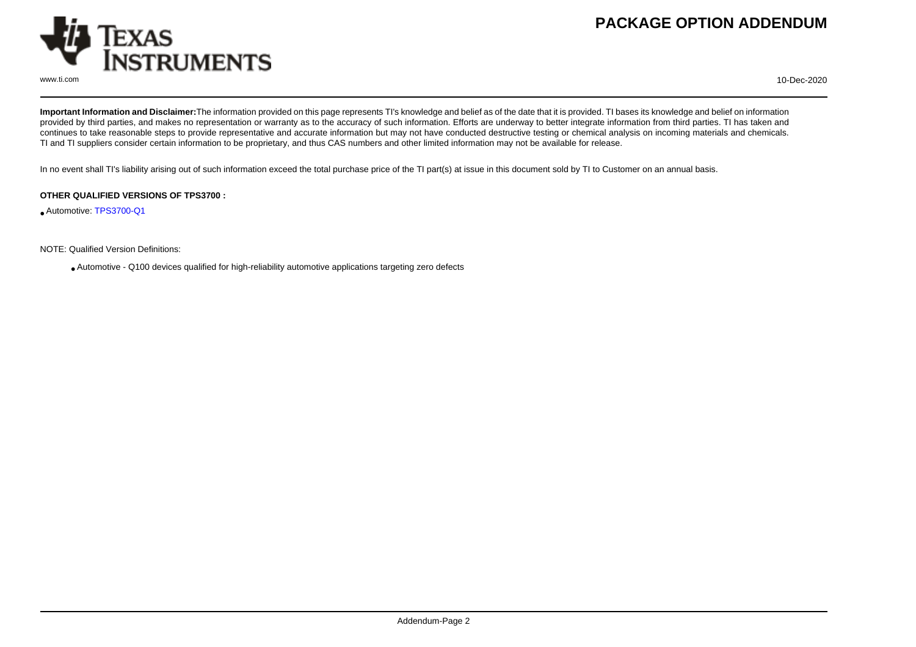**Important Information and Disclaimer:** The information provided on this page represents TI's knowledge and belief as of the date that it is provided. TI bases its knowledge and belief on information provided by third parties, and makes no representation or warranty as to the accuracy of such information. Efforts are underway to better integrate information from third parties. TI has taken and continues to take reasonable steps to provide representative and accurate information but may not have conducted destructive testing or chemical analysis on incoming materials and chemicals. TI and TI suppliers consider certain information to be proprietary, and thus CAS numbers and other limited information may not be available for release.

In no event shall TI's liability arising out of such information exceed the total purchase price of the TI part(s) at issue in this document sold by TI to Customer on an annual basis.

**OTHER QUALIFIED VERSIONS OF TPS3700 :**

- Automotive: TPS3700-Q1

NOTE: Qualified Version Definitions:

- Automotive - Q100 devices qualified for high-reliability automotive applications targeting zero defects